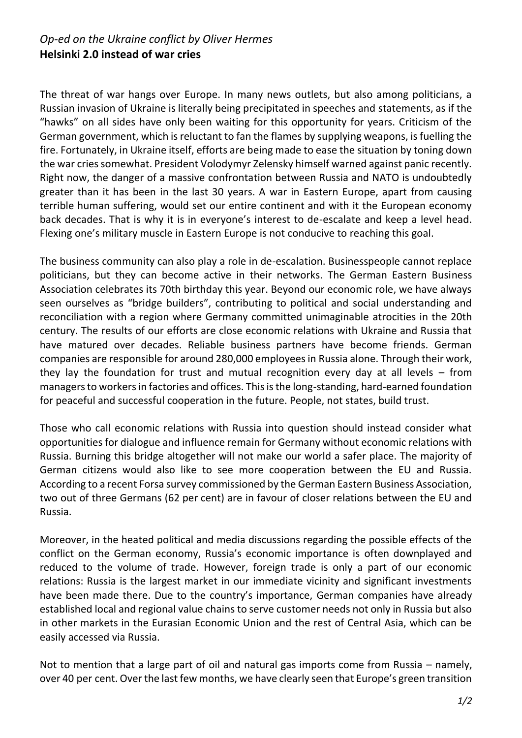*Op-ed on the Ukraine conflict by Oliver Hermes*

**Helsinki 2.0 instead of war cries**

The threat of war hangs over Europe. In many news outlets, but also among politicians, a Russian invasion of Ukraine is literally being precipitated in speeches and statements, as if the "hawks" on all sides have only been waiting for this opportunity for years. Criticism of the German government, which is reluctant to fan the flames by supplying weapons, is fuelling the fire. Fortunately, in Ukraine itself, efforts are being made to ease the situation by toning down the war cries somewhat. President Volodymyr Zelensky himself warned against panic recently. Right now, the danger of a massive confrontation between Russia and NATO is undoubtedly greater than it has been in the last 30 years. A war in Eastern Europe, apart from causing terrible human suffering, would set our entire continent and with it the European economy back decades. That is why it is in everyone's interest to de-escalate and keep a level head. Flexing one's military muscle in Eastern Europe is not conducive to reaching this goal.

The business community can also play a role in de-escalation. Businesspeople cannot replace politicians, but they can become active in their networks. The German Eastern Business Association celebrates its 70th birthday this year. Beyond our economic role, we have always seen ourselves as "bridge builders", contributing to political and social understanding and reconciliation with a region where Germany committed unimaginable atrocities in the 20th century. The results of our efforts are close economic relations with Ukraine and Russia that have matured over decades. Reliable business partners have become friends. German companies are responsible for around 280,000 employees in Russia alone. Through their work, they lay the foundation for trust and mutual recognition every day at all levels – from managers to workers in factories and offices. This is the long-standing, hard-earned foundation for peaceful and successful cooperation in the future. People, not states, build trust.

Those who call economic relations with Russia into question should instead consider what opportunities for dialogue and influence remain for Germany without economic relations with Russia. Burning this bridge altogether will not make our world a safer place. The majority of German citizens would also like to see more cooperation between the EU and Russia. According to a recent Forsa survey commissioned by the German Eastern Business Association, two out of three Germans (62 per cent) are in favour of closer relations between the EU and Russia.

Moreover, in the heated political and media discussions regarding the possible effects of the conflict on the German economy, Russia's economic importance is often downplayed and reduced to the volume of trade. However, foreign trade is only a part of our economic relations: Russia is the largest market in our immediate vicinity and significant investments have been made there. Due to the country's importance, German companies have already established local and regional value chains to serve customer needs not only in Russia but also in other markets in the Eurasian Economic Union and the rest of Central Asia, which can be easily accessed via Russia.

Not to mention that a large part of oil and natural gas imports come from Russia – namely, over 40 per cent. Over the last few months, we have clearly seen that Europe's green transition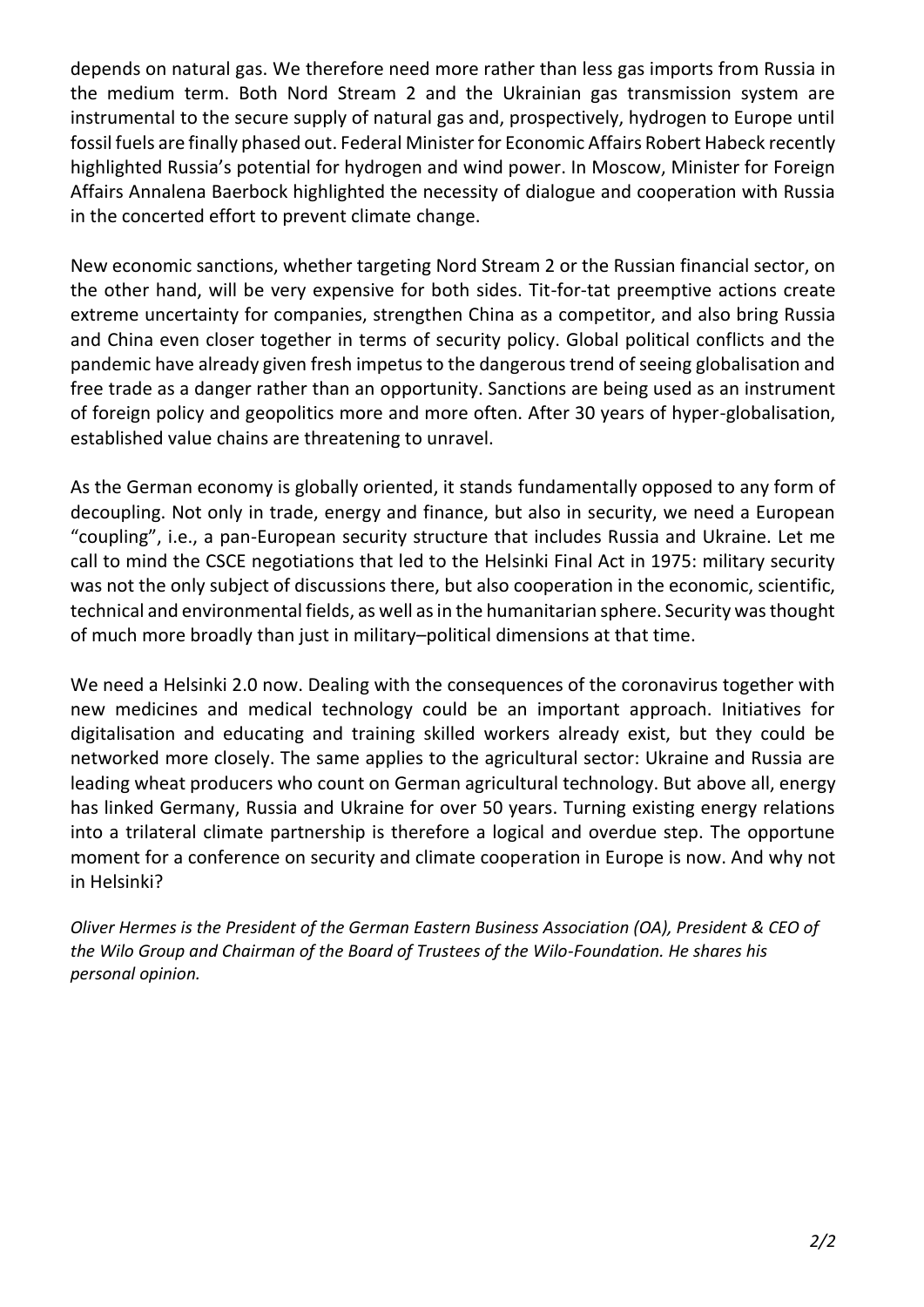depends on natural gas. We therefore need more rather than less gas imports from Russia in the medium term. Both Nord Stream 2 and the Ukrainian gas transmission system are instrumental to the secure supply of natural gas and, prospectively, hydrogen to Europe until fossil fuels are finally phased out. Federal Minister for Economic Affairs Robert Habeck recently highlighted Russia's potential for hydrogen and wind power. In Moscow, Minister for Foreign Affairs Annalena Baerbock highlighted the necessity of dialogue and cooperation with Russia in the concerted effort to prevent climate change.

New economic sanctions, whether targeting Nord Stream 2 or the Russian financial sector, on the other hand, will be very expensive for both sides. Tit-for-tat preemptive actions create extreme uncertainty for companies, strengthen China as a competitor, and also bring Russia and China even closer together in terms of security policy. Global political conflicts and the pandemic have already given fresh impetus to the dangerous trend of seeing globalisation and free trade as a danger rather than an opportunity. Sanctions are being used as an instrument of foreign policy and geopolitics more and more often. After 30 years of hyper-globalisation, established value chains are threatening to unravel.

As the German economy is globally oriented, it stands fundamentally opposed to any form of decoupling. Not only in trade, energy and finance, but also in security, we need a European "coupling", i.e., a pan-European security structure that includes Russia and Ukraine. Let me call to mind the CSCE negotiations that led to the Helsinki Final Act in 1975: military security was not the only subject of discussions there, but also cooperation in the economic, scientific, technical and environmental fields, as well as in the humanitarian sphere. Security was thought of much more broadly than just in military–political dimensions at that time.

We need a Helsinki 2.0 now. Dealing with the consequences of the coronavirus together with new medicines and medical technology could be an important approach. Initiatives for digitalisation and educating and training skilled workers already exist, but they could be networked more closely. The same applies to the agricultural sector: Ukraine and Russia are leading wheat producers who count on German agricultural technology. But above all, energy has linked Germany, Russia and Ukraine for over 50 years. Turning existing energy relations into a trilateral climate partnership is therefore a logical and overdue step. The opportune moment for a conference on security and climate cooperation in Europe is now. And why not in Helsinki?

*Oliver Hermes is the President of the German Eastern Business Association (OA), President & CEO of the Wilo Group and Chairman of the Board of Trustees of the Wilo-Foundation. He shares his personal opinion.*